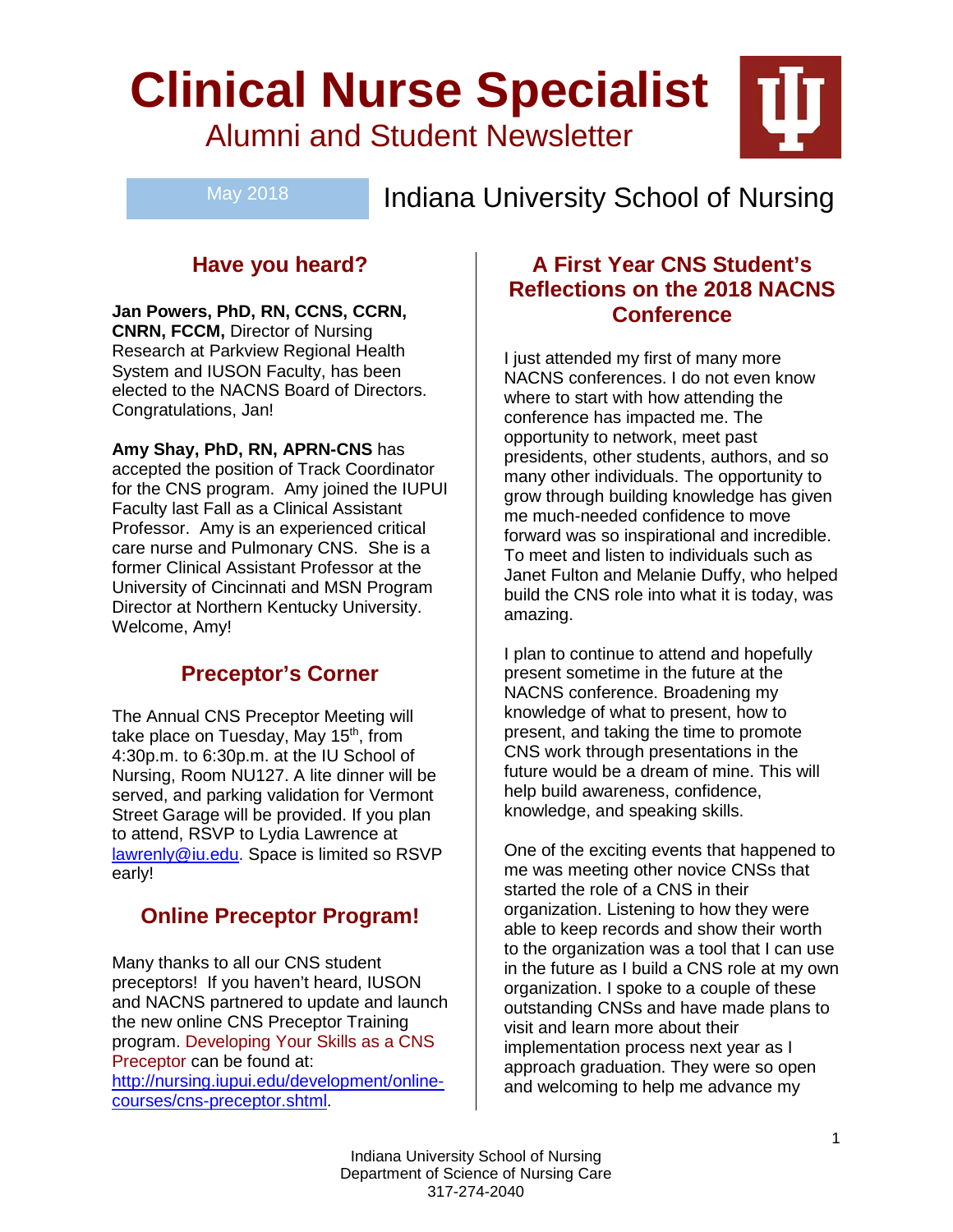# Clinical Nurse Specialist

Alumni and Student Newsletter

May 2018

Indiana University School of Nursing

## Have you heard?

**Jan Powers, PhD, RN, CCNS, CCRN, CNRN, FCCM,** Director of Nursing Research at Parkview Regional Health System and IUSON Faculty, has been elected to the NACNS Board of Directors. Congratulations, Jan!

**Amy Shay, PhD, RN, APRN-CNS** has accepted the position of Track Coordinator for the CNS program. Amy joined the IUPUI Faculty last Fall as a Clinical Assistant Professor. Amy is an experienced critical care nurse and Pulmonary CNS. She is a former Clinical Assistant Professor at the University of Cincinnati and MSN Program Director at Northern Kentucky University. Welcome, Amy!

## Preceptor's Corner

The Annual CNS Preceptor Meeting will take place on Tuesday, May 15th, from 4:30p.m. to 6:30p.m. at the IU School of Nursing, Room NU127. A lite dinner will be served, and parking validation for Vermont Street Garage will be provided. If you plan to attend, RSVP to Lydia Lawrence at lawrenly@iu.edu. Space is limited so RSVP early!

## Online Preceptor Program!

Many thanks to all our CNS student preceptors! If you haven't heard, IUSON and NACNS partnered to update and launch the new online CNS Preceptor Training program. Developing Your Skills as a CNS Preceptor can be found at: http://nursing.iupui.edu/development/online-courses/cns-preceptor.shtml.

## A First Year CNS Student's Reflections on the 2018 NACNS Conference

I just attended my first of many more NACNS conferences. I do not even know where to start with how attending the conference has impacted me. The opportunity to network, meet past presidents, other students, authors, and so many other individuals. The opportunity to grow through building knowledge has given me much-needed confidence to move forward was so inspirational and incredible. To meet and listen to individuals such as Janet Fulton and Melanie Duffy, who helped build the CNS role into what it is today, was amazing.

I plan to continue to attend and hopefully present sometime in the future at the NACNS conference. Broadening my knowledge of what to present, how to present, and taking the time to promote CNS work through presentations in the future would be a dream of mine. This will help build awareness, confidence, knowledge, and speaking skills.

One of the exciting events that happened to me was meeting other novice CNSs that started the role of a CNS in their organization. Listening to how they were able to keep records and show their worth to the organization was a tool that I can use in the future as I build a CNS role at my own organization. I spoke to a couple of these outstanding CNSs and have made plans to visit and learn more about their implementation process next year as I approach graduation. They were so open and welcoming to help me advance my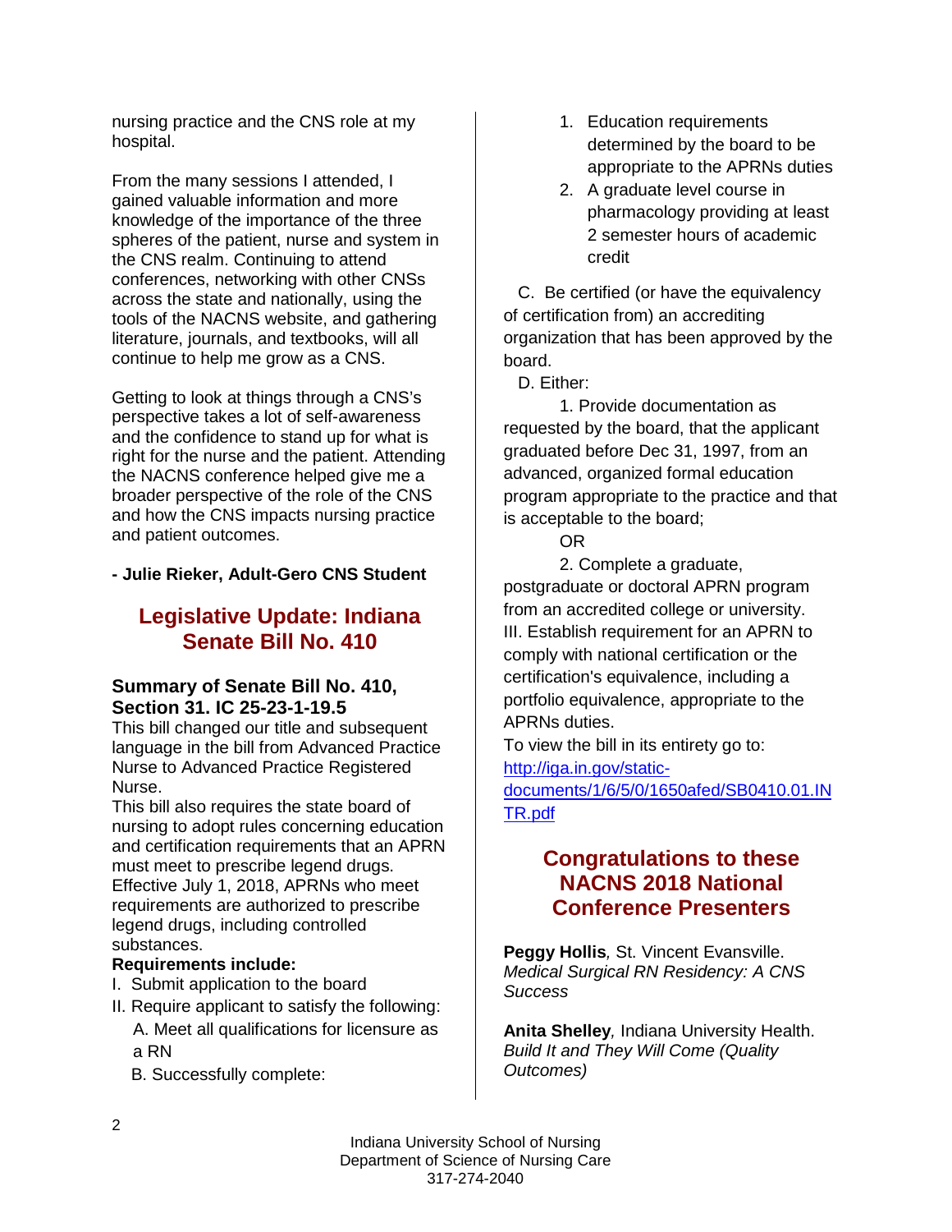nursing practice and the CNS role at my hospital.

From the many sessions I attended, I gained valuable information and more knowledge of the importance of the three spheres of the patient, nurse and system in the CNS realm. Continuing to attend conferences, networking with other CNSs across the state and nationally, using the tools of the NACNS website, and gathering literature, journals, and textbooks, will all continue to help me grow as a CNS.

Getting to look at things through a CNS's perspective takes a lot of self-awareness and the confidence to stand up for what is right for the nurse and the patient. Attending the NACNS conference helped give me a broader perspective of the role of the CNS and how the CNS impacts nursing practice and patient outcomes.

**- Julie Rieker, Adult-Gero CNS Student**

## Legislative Update: Indiana Senate Bill No. 410

### Summary of Senate Bill No. 410, Section 31. IC 25-23-1-19.5

This bill changed our title and subsequent language in the bill from Advanced Practice Nurse to Advanced Practice Registered Nurse.

This bill also requires the state board of nursing to adopt rules concerning education and certification requirements that an APRN must meet to prescribe legend drugs. Effective July 1, 2018, APRNs who meet requirements are authorized to prescribe legend drugs, including controlled substances.

**Requirements include:**

I. Submit application to the board

II. Require applicant to satisfy the following:

A. Meet all qualifications for licensure as a RN

B. Successfully complete:

1. Education requirements determined by the board to be appropriate to the APRNs duties
2. A graduate level course in pharmacology providing at least 2 semester hours of academic credit

C. Be certified (or have the equivalency of certification from) an accrediting organization that has been approved by the board.

D. Either:

1. Provide documentation as requested by the board, that the applicant graduated before Dec 31, 1997, from an advanced, organized formal education program appropriate to the practice and that is acceptable to the board;

OR

2. Complete a graduate, postgraduate or doctoral APRN program from an accredited college or university.

III. Establish requirement for an APRN to comply with national certification or the certification's equivalence, including a portfolio equivalence, appropriate to the APRNs duties.

To view the bill in its entirety go to: http://iga.in.gov/static-documents/1/6/5/0/1650afed/SB0410.01.INTR.pdf

## Congratulations to these NACNS 2018 National Conference Presenters

**Peggy Hollis**, St. Vincent Evansville.
*Medical Surgical RN Residency: A CNS Success*

**Anita Shelley**, Indiana University Health.
*Build It and They Will Come (Quality Outcomes)*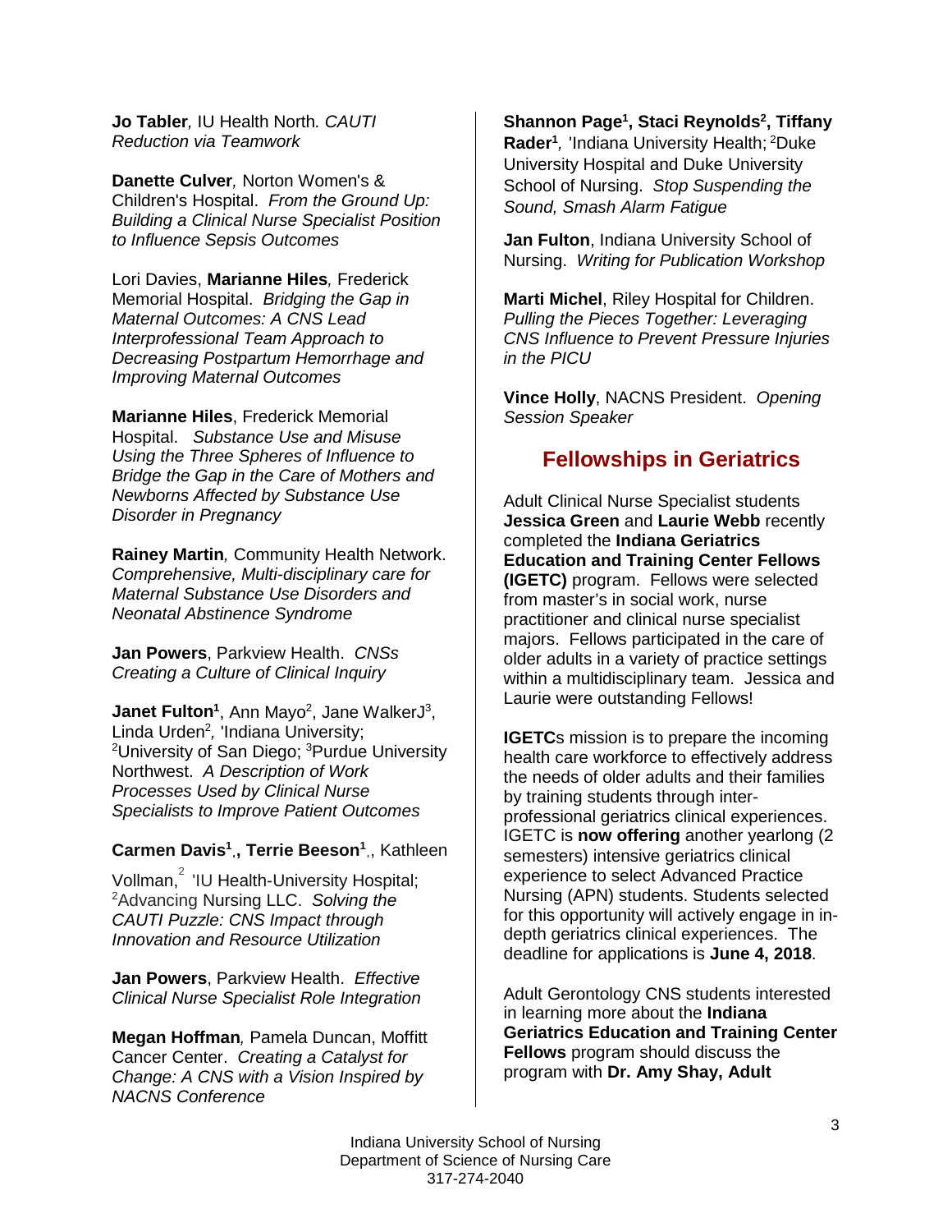**Jo Tabler***,* IU Health North*. CAUTI Reduction via Teamwork*

**Danette Culver***,* Norton Women's & Children's Hospital. *From the Ground Up: Building a Clinical Nurse Specialist Position to Influence Sepsis Outcomes*

Lori Davies, **Marianne Hiles***,* Frederick Memorial Hospital. *Bridging the Gap in Maternal Outcomes: A CNS Lead Interprofessional Team Approach to Decreasing Postpartum Hemorrhage and Improving Maternal Outcomes*

**Marianne Hiles**, Frederick Memorial Hospital. *Substance Use and Misuse Using the Three Spheres of Influence to Bridge the Gap in the Care of Mothers and Newborns Affected by Substance Use Disorder in Pregnancy*

**Rainey Martin***,* Community Health Network. *Comprehensive, Multi-disciplinary care for Maternal Substance Use Disorders and Neonatal Abstinence Syndrome*

**Jan Powers**, Parkview Health. *CNSs Creating a Culture of Clinical Inquiry*

**Janet Fulton**[1], Ann Mayo[2], Jane WalkerJ[3], Linda Urden[2]*,* 'Indiana University; [2]University of San Diego; [3]Purdue University Northwest. *A Description of Work Processes Used by Clinical Nurse Specialists to Improve Patient Outcomes*

**Carmen Davis**[1]**., Terrie Beeson**[1]., Kathleen Vollman,[2] 'IU Health-University Hospital; [2]Advancing Nursing LLC. *Solving the CAUTI Puzzle: CNS Impact through Innovation and Resource Utilization*

**Jan Powers**, Parkview Health. *Effective Clinical Nurse Specialist Role Integration*

**Megan Hoffman***,* Pamela Duncan, Moffitt Cancer Center. *Creating a Catalyst for Change: A CNS with a Vision Inspired by NACNS Conference*

**Shannon Page**[1]**, Staci Reynolds**[2]**, Tiffany Rader**[1]*,* 'Indiana University Health; [2]Duke University Hospital and Duke University School of Nursing. *Stop Suspending the Sound, Smash Alarm Fatigue*

**Jan Fulton**, Indiana University School of Nursing. *Writing for Publication Workshop*

**Marti Michel**, Riley Hospital for Children. *Pulling the Pieces Together: Leveraging CNS Influence to Prevent Pressure Injuries in the PICU*

**Vince Holly**, NACNS President. *Opening Session Speaker*

## Fellowships in Geriatrics

Adult Clinical Nurse Specialist students **Jessica Green** and **Laurie Webb** recently completed the **Indiana Geriatrics Education and Training Center Fellows (IGETC)** program. Fellows were selected from master's in social work, nurse practitioner and clinical nurse specialist majors. Fellows participated in the care of older adults in a variety of practice settings within a multidisciplinary team. Jessica and Laurie were outstanding Fellows!

**IGETC**s mission is to prepare the incoming health care workforce to effectively address the needs of older adults and their families by training students through inter-professional geriatrics clinical experiences. IGETC is **now offering** another yearlong (2 semesters) intensive geriatrics clinical experience to select Advanced Practice Nursing (APN) students. Students selected for this opportunity will actively engage in in-depth geriatrics clinical experiences. The deadline for applications is **June 4, 2018**.

Adult Gerontology CNS students interested in learning more about the **Indiana Geriatrics Education and Training Center Fellows** program should discuss the program with **Dr. Amy Shay, Adult**

Indiana University School of Nursing
Department of Science of Nursing Care
317-274-2040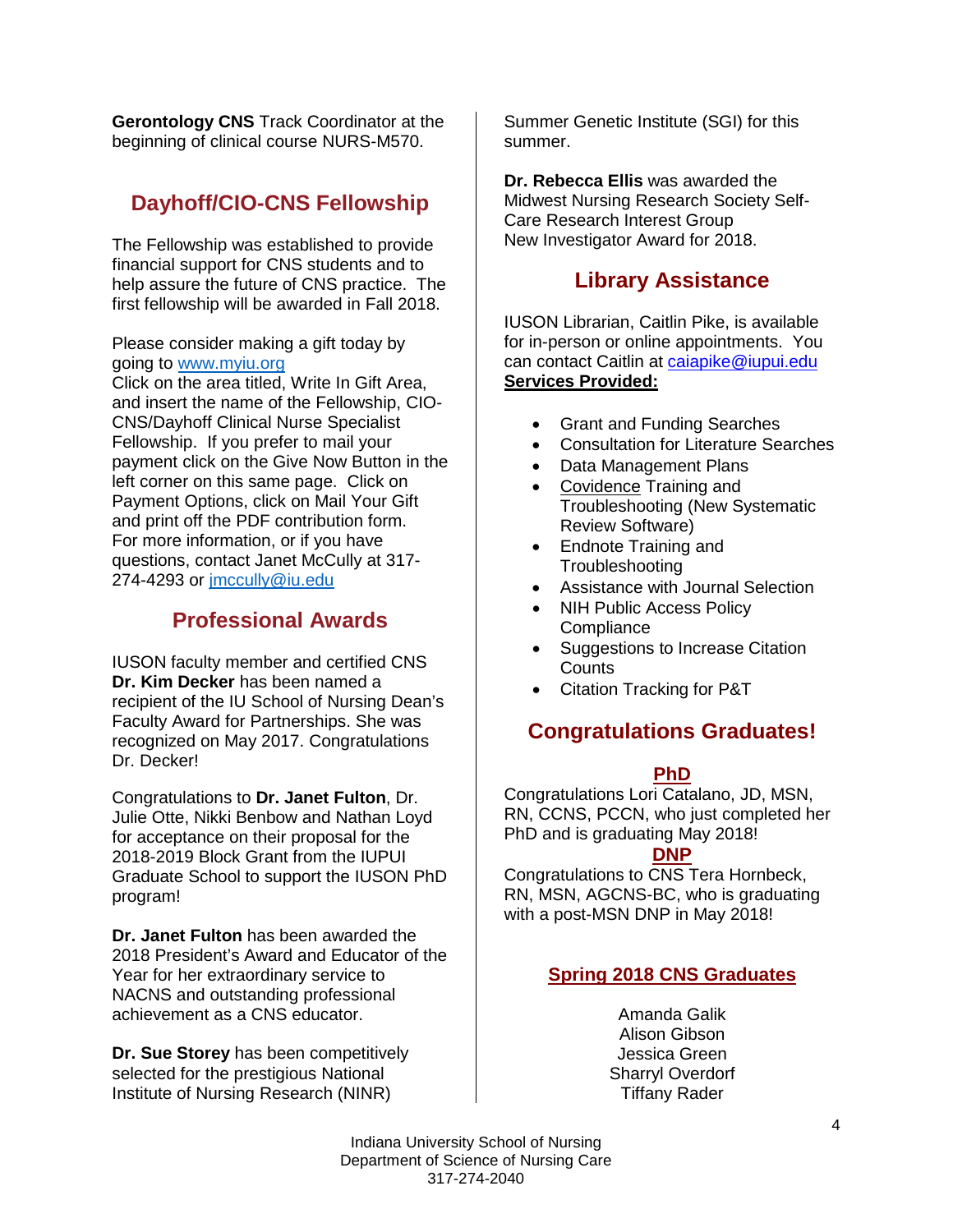**Gerontology CNS** Track Coordinator at the beginning of clinical course NURS-M570.

## Dayhoff/CIO-CNS Fellowship

The Fellowship was established to provide financial support for CNS students and to help assure the future of CNS practice. The first fellowship will be awarded in Fall 2018.

Please consider making a gift today by going to [www.myiu.org](http://www.myiu.org)
Click on the area titled, Write In Gift Area, and insert the name of the Fellowship, CIO-CNS/Dayhoff Clinical Nurse Specialist Fellowship. If you prefer to mail your payment click on the Give Now Button in the left corner on this same page. Click on Payment Options, click on Mail Your Gift and print off the PDF contribution form. For more information, or if you have questions, contact Janet McCully at 317-274-4293 or [jmccully@iu.edu](mailto:jmccully@iu.edu)

## Professional Awards

IUSON faculty member and certified CNS **Dr. Kim Decker** has been named a recipient of the IU School of Nursing Dean's Faculty Award for Partnerships. She was recognized on May 2017. Congratulations Dr. Decker!

Congratulations to **Dr. Janet Fulton**, Dr. Julie Otte, Nikki Benbow and Nathan Loyd for acceptance on their proposal for the 2018-2019 Block Grant from the IUPUI Graduate School to support the IUSON PhD program!

**Dr. Janet Fulton** has been awarded the 2018 President's Award and Educator of the Year for her extraordinary service to NACNS and outstanding professional achievement as a CNS educator.

**Dr. Sue Storey** has been competitively selected for the prestigious National Institute of Nursing Research (NINR) Summer Genetic Institute (SGI) for this summer.

**Dr. Rebecca Ellis** was awarded the Midwest Nursing Research Society Self-Care Research Interest Group New Investigator Award for 2018.

## Library Assistance

IUSON Librarian, Caitlin Pike, is available for in-person or online appointments. You can contact Caitlin at [caiapike@iupui.edu](mailto:caiapike@iupui.edu)
**Services Provided:**

- Grant and Funding Searches
- Consultation for Literature Searches
- Data Management Plans
- Covidence Training and Troubleshooting (New Systematic Review Software)
- Endnote Training and Troubleshooting
- Assistance with Journal Selection
- NIH Public Access Policy Compliance
- Suggestions to Increase Citation Counts
- Citation Tracking for P&T

## Congratulations Graduates!

### PhD

Congratulations Lori Catalano, JD, MSN, RN, CCNS, PCCN, who just completed her PhD and is graduating May 2018!

### DNP

Congratulations to CNS Tera Hornbeck, RN, MSN, AGCNS-BC, who is graduating with a post-MSN DNP in May 2018!

### Spring 2018 CNS Graduates

Amanda Galik
Alison Gibson
Jessica Green
Sharryl Overdorf
Tiffany Rader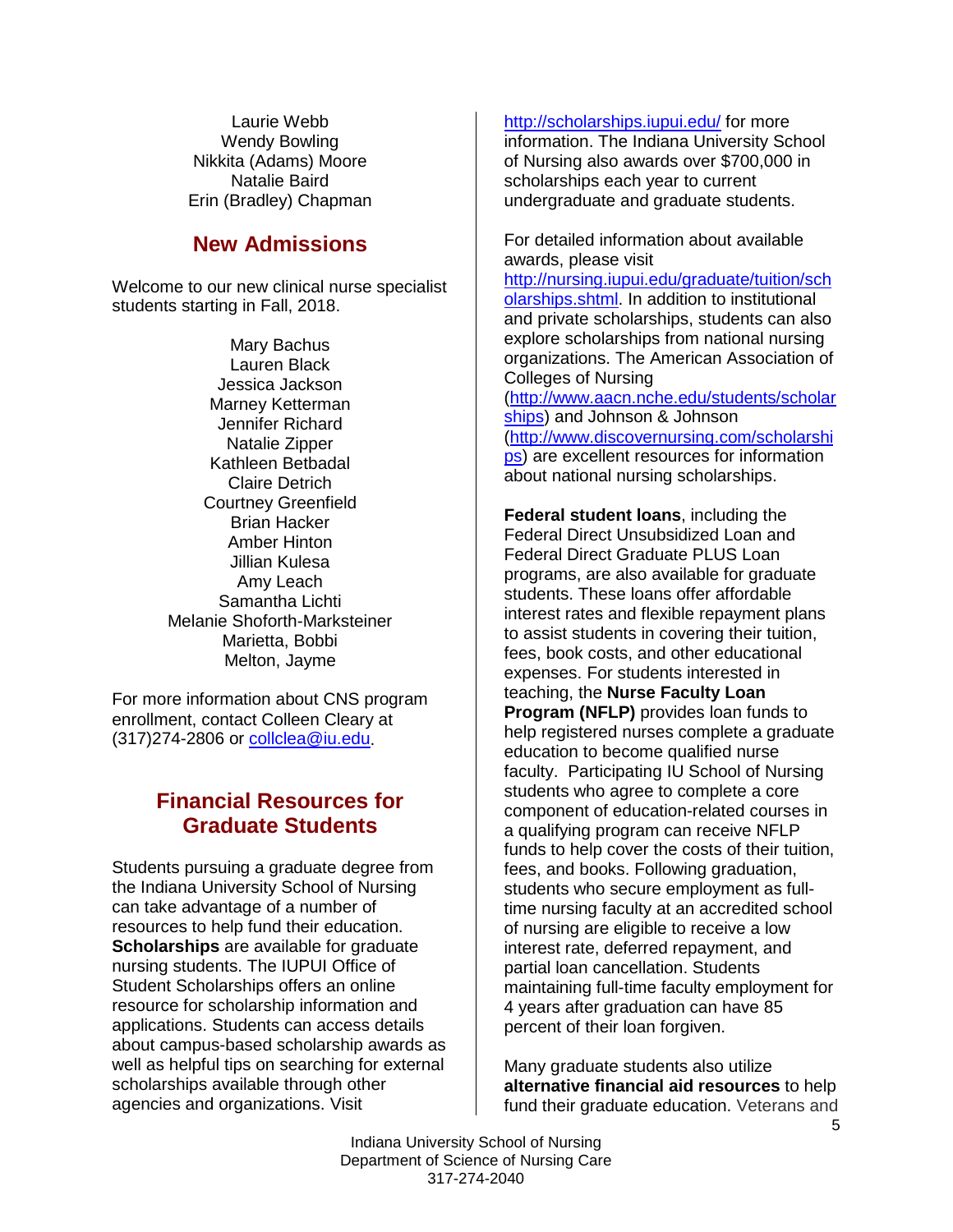Laurie Webb
Wendy Bowling
Nikkita (Adams) Moore
Natalie Baird
Erin (Bradley) Chapman

## New Admissions

Welcome to our new clinical nurse specialist students starting in Fall, 2018.

Mary Bachus
Lauren Black
Jessica Jackson
Marney Ketterman
Jennifer Richard
Natalie Zipper
Kathleen Betbadal
Claire Detrich
Courtney Greenfield
Brian Hacker
Amber Hinton
Jillian Kulesa
Amy Leach
Samantha Lichti
Melanie Shoforth-Marksteiner
Marietta, Bobbi
Melton, Jayme

For more information about CNS program enrollment, contact Colleen Cleary at (317)274-2806 or collclea@iu.edu.

## Financial Resources for Graduate Students

Students pursuing a graduate degree from the Indiana University School of Nursing can take advantage of a number of resources to help fund their education. **Scholarships** are available for graduate nursing students. The IUPUI Office of Student Scholarships offers an online resource for scholarship information and applications. Students can access details about campus-based scholarship awards as well as helpful tips on searching for external scholarships available through other agencies and organizations. Visit http://scholarships.iupui.edu/ for more information. The Indiana University School of Nursing also awards over $700,000 in scholarships each year to current undergraduate and graduate students.

For detailed information about available awards, please visit http://nursing.iupui.edu/graduate/tuition/scholarships.shtml. In addition to institutional and private scholarships, students can also explore scholarships from national nursing organizations. The American Association of Colleges of Nursing (http://www.aacn.nche.edu/students/scholarships) and Johnson & Johnson (http://www.discovernursing.com/scholarships) are excellent resources for information about national nursing scholarships.

**Federal student loans**, including the Federal Direct Unsubsidized Loan and Federal Direct Graduate PLUS Loan programs, are also available for graduate students. These loans offer affordable interest rates and flexible repayment plans to assist students in covering their tuition, fees, book costs, and other educational expenses. For students interested in teaching, the **Nurse Faculty Loan Program (NFLP)** provides loan funds to help registered nurses complete a graduate education to become qualified nurse faculty. Participating IU School of Nursing students who agree to complete a core component of education-related courses in a qualifying program can receive NFLP funds to help cover the costs of their tuition, fees, and books. Following graduation, students who secure employment as full-time nursing faculty at an accredited school of nursing are eligible to receive a low interest rate, deferred repayment, and partial loan cancellation. Students maintaining full-time faculty employment for 4 years after graduation can have 85 percent of their loan forgiven.

Many graduate students also utilize **alternative financial aid resources** to help fund their graduate education. Veterans and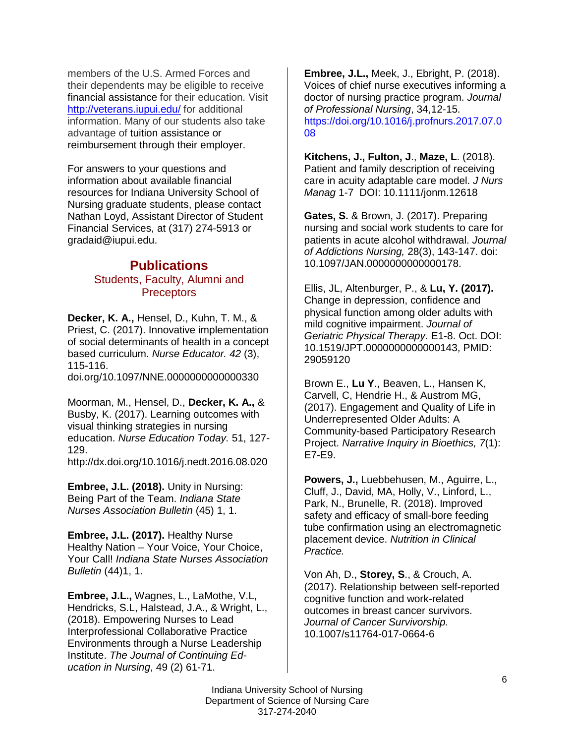members of the U.S. Armed Forces and their dependents may be eligible to receive financial assistance for their education. Visit [http://veterans.iupui.edu/](http://veterans.iupui.edu/) for additional information. Many of our students also take advantage of tuition assistance or reimbursement through their employer.

For answers to your questions and information about available financial resources for Indiana University School of Nursing graduate students, please contact Nathan Loyd, Assistant Director of Student Financial Services, at (317) 274-5913 or gradaid@iupui.edu.

## Publications

### Students, Faculty, Alumni and Preceptors

**Decker, K. A.,** Hensel, D., Kuhn, T. M., & Priest, C. (2017). Innovative implementation of social determinants of health in a concept based curriculum. *Nurse Educator. 42* (3), 115-116. doi.org/10.1097/NNE.0000000000000330

Moorman, M., Hensel, D., **Decker, K. A.,** & Busby, K. (2017). Learning outcomes with visual thinking strategies in nursing education. *Nurse Education Today.* 51, 127-129. http://dx.doi.org/10.1016/j.nedt.2016.08.020

**Embree, J.L. (2018).** Unity in Nursing: Being Part of the Team. *Indiana State Nurses Association Bulletin* (45) 1, 1.

**Embree, J.L. (2017).** Healthy Nurse Healthy Nation – Your Voice, Your Choice, Your Call! *Indiana State Nurses Association Bulletin* (44)1, 1.

**Embree, J.L.,** Wagnes, L., LaMothe, V.L, Hendricks, S.L, Halstead, J.A., & Wright, L., (2018). Empowering Nurses to Lead Interprofessional Collaborative Practice Environments through a Nurse Leadership Institute. *The Journal of Continuing Education in Nursing*, 49 (2) 61-71.

**Embree, J.L.,** Meek, J., Ebright, P. (2018). Voices of chief nurse executives informing a doctor of nursing practice program. *Journal of Professional Nursing*, 34,12-15. [https://doi.org/10.1016/j.profnurs.2017.07.008](https://doi.org/10.1016/j.profnurs.2017.07.008)

**Kitchens, J., Fulton, J**., **Maze, L**. (2018). Patient and family description of receiving care in acuity adaptable care model. *J Nurs Manag* 1-7 DOI: 10.1111/jonm.12618

**Gates, S.** & Brown, J. (2017). Preparing nursing and social work students to care for patients in acute alcohol withdrawal. *Journal of Addictions Nursing,* 28(3), 143-147. doi: 10.1097/JAN.0000000000000178.

Ellis, JL, Altenburger, P., & **Lu, Y. (2017).** Change in depression, confidence and physical function among older adults with mild cognitive impairment. *Journal of Geriatric Physical Therapy*. E1-8. Oct. DOI: 10.1519/JPT.0000000000000143, PMID: 29059120

Brown E., **Lu Y**., Beaven, L., Hansen K, Carvell, C, Hendrie H., & Austrom MG, (2017). Engagement and Quality of Life in Underrepresented Older Adults: A Community-based Participatory Research Project. *Narrative Inquiry in Bioethics, 7*(1): E7-E9.

**Powers, J.,** Luebbehusen, M., Aguirre, L., Cluff, J., David, MA, Holly, V., Linford, L., Park, N., Brunelle, R. (2018). Improved safety and efficacy of small-bore feeding tube confirmation using an electromagnetic placement device. *Nutrition in Clinical Practice.*

Von Ah, D., **Storey, S**., & Crouch, A. (2017). Relationship between self-reported cognitive function and work-related outcomes in breast cancer survivors. *Journal of Cancer Survivorship.* 10.1007/s11764-017-0664-6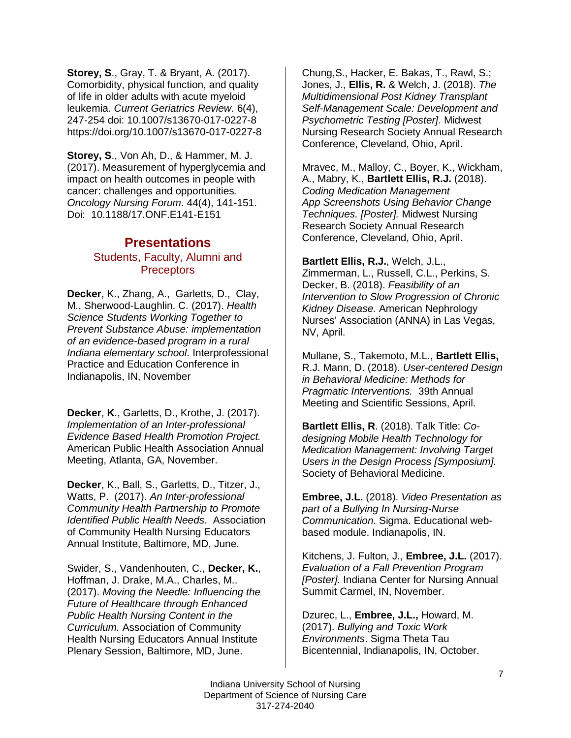**Storey, S**., Gray, T. & Bryant, A. (2017). Comorbidity, physical function, and quality of life in older adults with acute myeloid leukemia. *Current Geriatrics Review*. 6(4), 247-254 doi: 10.1007/s13670-017-0227-8 https://doi.org/10.1007/s13670-017-0227-8

**Storey, S**., Von Ah, D., & Hammer, M. J. (2017). Measurement of hyperglycemia and impact on health outcomes in people with cancer: challenges and opportunities*.* *Oncology Nursing Forum*. 44(4), 141-151. Doi: 10.1188/17.ONF.E141-E151

## Presentations

### Students, Faculty, Alumni and Preceptors

**Decker**, K., Zhang, A., Garletts, D., Clay, M., Sherwood-Laughlin. C. (2017). *Health Science Students Working Together to Prevent Substance Abuse: implementation of an evidence-based program in a rural Indiana elementary school*. Interprofessional Practice and Education Conference in Indianapolis, IN, November

**Decker**, **K**., Garletts, D., Krothe, J. (2017). *Implementation of an Inter-professional Evidence Based Health Promotion Project.* American Public Health Association Annual Meeting, Atlanta, GA, November.

**Decker**, K., Ball, S., Garletts, D., Titzer, J., Watts, P. (2017). *An Inter-professional Community Health Partnership to Promote Identified Public Health Needs*. Association of Community Health Nursing Educators Annual Institute, Baltimore, MD, June.

Swider, S., Vandenhouten, C., **Decker, K.**, Hoffman, J. Drake, M.A., Charles, M.. (2017). *Moving the Needle: Influencing the Future of Healthcare through Enhanced Public Health Nursing Content in the Curriculum.* Association of Community Health Nursing Educators Annual Institute Plenary Session, Baltimore, MD, June.

Chung,S., Hacker, E. Bakas, T., Rawl, S.; Jones, J., **Ellis, R.** & Welch, J. (2018). *The Multidimensional Post Kidney Transplant Self-Management Scale: Development and Psychometric Testing [Poster].* Midwest Nursing Research Society Annual Research Conference, Cleveland, Ohio, April.

Mravec, M., Malloy, C., Boyer, K., Wickham, A., Mabry, K., **Bartlett Ellis, R.J.** (2018). *Coding Medication Management App Screenshots Using Behavior Change Techniques. [Poster].* Midwest Nursing Research Society Annual Research Conference, Cleveland, Ohio, April.

**Bartlett Ellis, R.J.**, Welch, J.L., Zimmerman, L., Russell, C.L., Perkins, S. Decker, B. (2018). *Feasibility of an Intervention to Slow Progression of Chronic Kidney Disease.* American Nephrology Nurses' Association (ANNA) in Las Vegas, NV, April.

Mullane, S., Takemoto, M.L., **Bartlett Ellis,** R.J. Mann, D. (2018). *User-centered Design in Behavioral Medicine: Methods for Pragmatic Interventions.* 39th Annual Meeting and Scientific Sessions, April.

**Bartlett Ellis, R**. (2018). Talk Title: *Co-designing Mobile Health Technology for Medication Management: Involving Target Users in the Design Process [Symposium].* Society of Behavioral Medicine.

**Embree, J.L.** (2018). *Video Presentation as part of a Bullying In Nursing-Nurse Communication*. Sigma. Educational web-based module. Indianapolis, IN.

Kitchens, J. Fulton, J., **Embree, J.L.** (2017). *Evaluation of a Fall Prevention Program [Poster].* Indiana Center for Nursing Annual Summit Carmel, IN, November.

Dzurec, L., **Embree, J.L.,** Howard, M. (2017). *Bullying and Toxic Work Environments*. Sigma Theta Tau Bicentennial, Indianapolis, IN, October.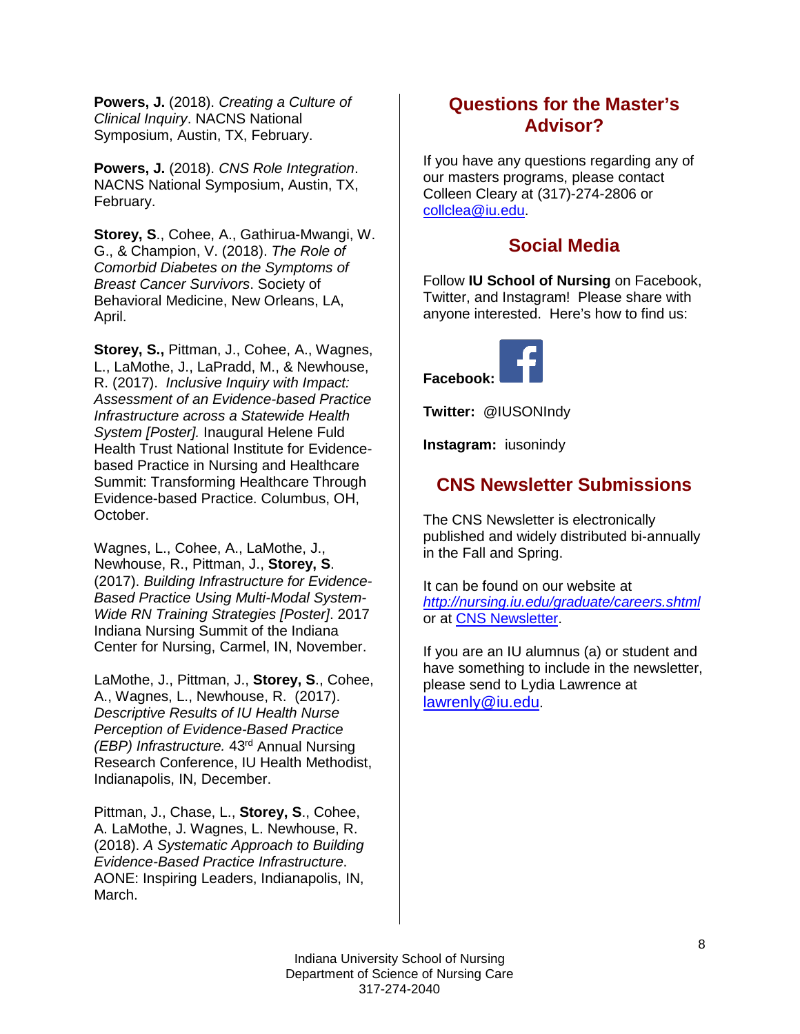**Powers, J.** (2018). *Creating a Culture of Clinical Inquiry*. NACNS National Symposium, Austin, TX, February.

**Powers, J.** (2018). *CNS Role Integration*. NACNS National Symposium, Austin, TX, February.

**Storey, S**., Cohee, A., Gathirua-Mwangi, W. G., & Champion, V. (2018). *The Role of Comorbid Diabetes on the Symptoms of Breast Cancer Survivors*. Society of Behavioral Medicine, New Orleans, LA, April.

**Storey, S.,** Pittman, J., Cohee, A., Wagnes, L., LaMothe, J., LaPradd, M., & Newhouse, R. (2017). *Inclusive Inquiry with Impact: Assessment of an Evidence-based Practice Infrastructure across a Statewide Health System [Poster].* Inaugural Helene Fuld Health Trust National Institute for Evidence-based Practice in Nursing and Healthcare Summit: Transforming Healthcare Through Evidence-based Practice. Columbus, OH, October.

Wagnes, L., Cohee, A., LaMothe, J., Newhouse, R., Pittman, J., **Storey, S**. (2017). *Building Infrastructure for Evidence-Based Practice Using Multi-Modal System-Wide RN Training Strategies [Poster]*. 2017 Indiana Nursing Summit of the Indiana Center for Nursing, Carmel, IN, November.

LaMothe, J., Pittman, J., **Storey, S**., Cohee, A., Wagnes, L., Newhouse, R. (2017). *Descriptive Results of IU Health Nurse Perception of Evidence-Based Practice (EBP) Infrastructure.* 43rd Annual Nursing Research Conference, IU Health Methodist, Indianapolis, IN, December.

Pittman, J., Chase, L., **Storey, S**., Cohee, A. LaMothe, J. Wagnes, L. Newhouse, R. (2018). *A Systematic Approach to Building Evidence-Based Practice Infrastructure*. AONE: Inspiring Leaders, Indianapolis, IN, March.

## Questions for the Master's Advisor?

If you have any questions regarding any of our masters programs, please contact Colleen Cleary at (317)-274-2806 or collclea@iu.edu.

## Social Media

Follow **IU School of Nursing** on Facebook, Twitter, and Instagram! Please share with anyone interested. Here's how to find us:

**Facebook:**

**Twitter:** @IUSONIndy

**Instagram:** iusonindy

## CNS Newsletter Submissions

The CNS Newsletter is electronically published and widely distributed bi-annually in the Fall and Spring.

It can be found on our website at *http://nursing.iu.edu/graduate/careers.shtml* or at CNS Newsletter.

If you are an IU alumnus (a) or student and have something to include in the newsletter, please send to Lydia Lawrence at lawrenly@iu.edu.

Indiana University School of Nursing
Department of Science of Nursing Care
317-274-2040